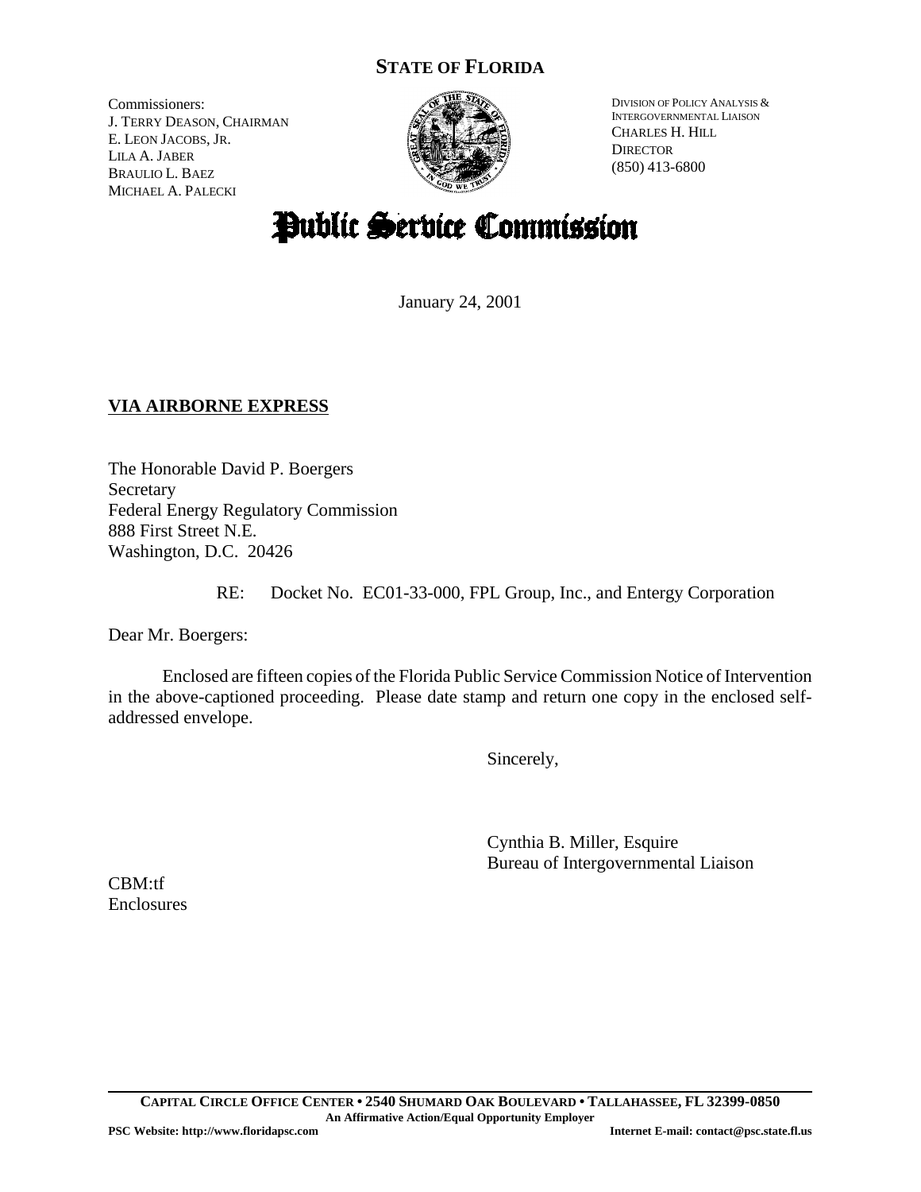# STATE OF FLORIDA

Commissioners:
J. TERRY DEASON, CHAIRMAN
E. LEON JACOBS, JR.
LILA A. JABER
BRAULIO L. BAEZ
MICHAEL A. PALECKI

DIVISION OF POLICY ANALYSIS & INTERGOVERNMENTAL LIAISON
CHARLES H. HILL
DIRECTOR
(850) 413-6800

# Public Service Commission

January 24, 2001

**VIA AIRBORNE EXPRESS**

The Honorable David P. Boergers
Secretary
Federal Energy Regulatory Commission
888 First Street N.E.
Washington, D.C. 20426

RE: Docket No. EC01-33-000, FPL Group, Inc., and Entergy Corporation

Dear Mr. Boergers:

Enclosed are fifteen copies of the Florida Public Service Commission Notice of Intervention in the above-captioned proceeding. Please date stamp and return one copy in the enclosed self-addressed envelope.

Sincerely,

Cynthia B. Miller, Esquire
Bureau of Intergovernmental Liaison

CBM:tf
Enclosures

---

**CAPITAL CIRCLE OFFICE CENTER • 2540 SHUMARD OAK BOULEVARD • TALLAHASSEE, FL 32399-0850**
**An Affirmative Action/Equal Opportunity Employer**
**PSC Website: http://www.floridapsc.com** **Internet E-mail: contact@psc.state.fl.us**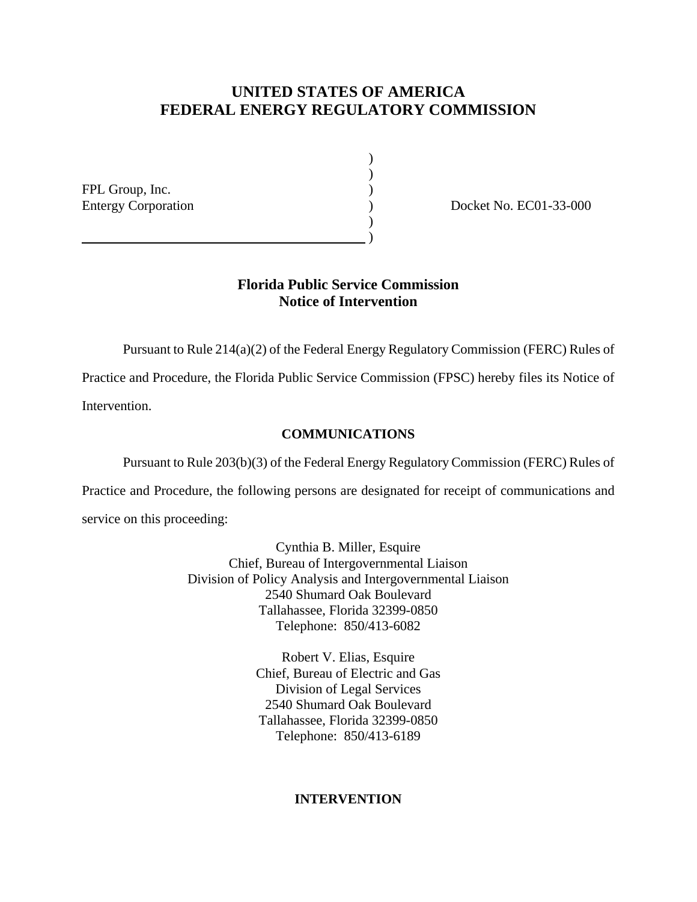# UNITED STATES OF AMERICA
# FEDERAL ENERGY REGULATORY COMMISSION

| | | |
|---|---|---|
| FPL Group, Inc. | ) | |
| Entergy Corporation | ) | Docket No. EC01-33-000 |

## Florida Public Service Commission
## Notice of Intervention

Pursuant to Rule 214(a)(2) of the Federal Energy Regulatory Commission (FERC) Rules of Practice and Procedure, the Florida Public Service Commission (FPSC) hereby files its Notice of Intervention.

### COMMUNICATIONS

Pursuant to Rule 203(b)(3) of the Federal Energy Regulatory Commission (FERC) Rules of Practice and Procedure, the following persons are designated for receipt of communications and service on this proceeding:

Cynthia B. Miller, Esquire
Chief, Bureau of Intergovernmental Liaison
Division of Policy Analysis and Intergovernmental Liaison
2540 Shumard Oak Boulevard
Tallahassee, Florida 32399-0850
Telephone: 850/413-6082

Robert V. Elias, Esquire
Chief, Bureau of Electric and Gas
Division of Legal Services
2540 Shumard Oak Boulevard
Tallahassee, Florida 32399-0850
Telephone: 850/413-6189

### INTERVENTION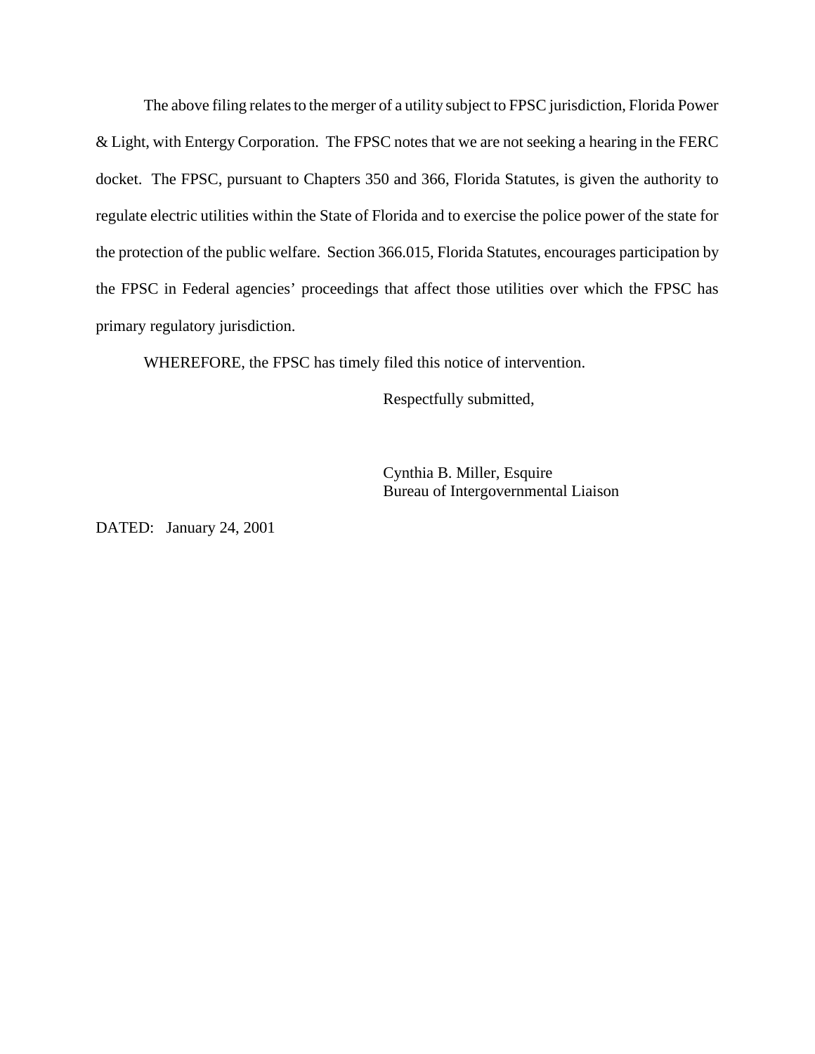The above filing relates to the merger of a utility subject to FPSC jurisdiction, Florida Power & Light, with Entergy Corporation. The FPSC notes that we are not seeking a hearing in the FERC docket. The FPSC, pursuant to Chapters 350 and 366, Florida Statutes, is given the authority to regulate electric utilities within the State of Florida and to exercise the police power of the state for the protection of the public welfare. Section 366.015, Florida Statutes, encourages participation by the FPSC in Federal agencies' proceedings that affect those utilities over which the FPSC has primary regulatory jurisdiction.

WHEREFORE, the FPSC has timely filed this notice of intervention.

Respectfully submitted,

Cynthia B. Miller, Esquire
Bureau of Intergovernmental Liaison

DATED: January 24, 2001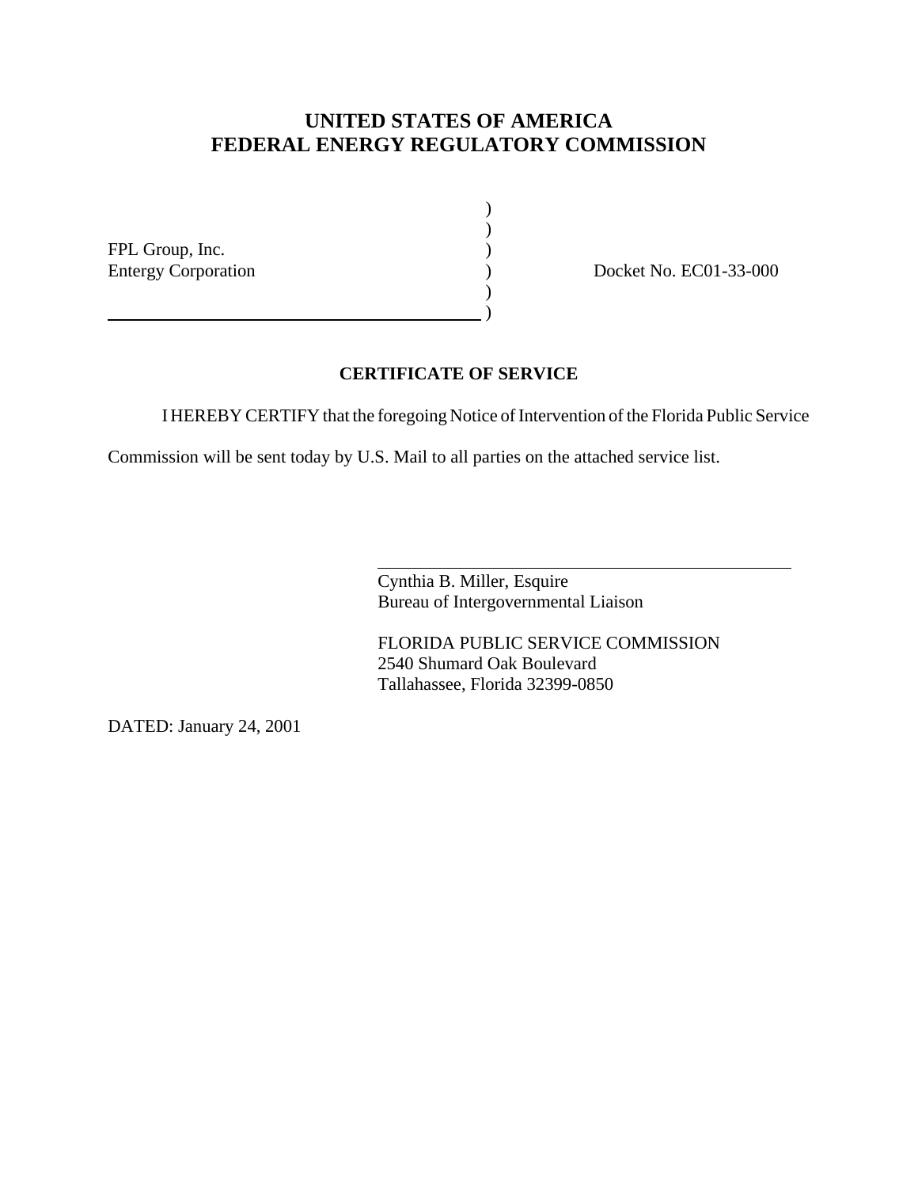# UNITED STATES OF AMERICA
# FEDERAL ENERGY REGULATORY COMMISSION

| | | |
|---|---|---|
| FPL Group, Inc. | ) | |
| Entergy Corporation | ) | Docket No. EC01-33-000 |

## CERTIFICATE OF SERVICE

I HEREBY CERTIFY that the foregoing Notice of Intervention of the Florida Public Service Commission will be sent today by U.S. Mail to all parties on the attached service list.

Cynthia B. Miller, Esquire
Bureau of Intergovernmental Liaison

FLORIDA PUBLIC SERVICE COMMISSION
2540 Shumard Oak Boulevard
Tallahassee, Florida 32399-0850

DATED: January 24, 2001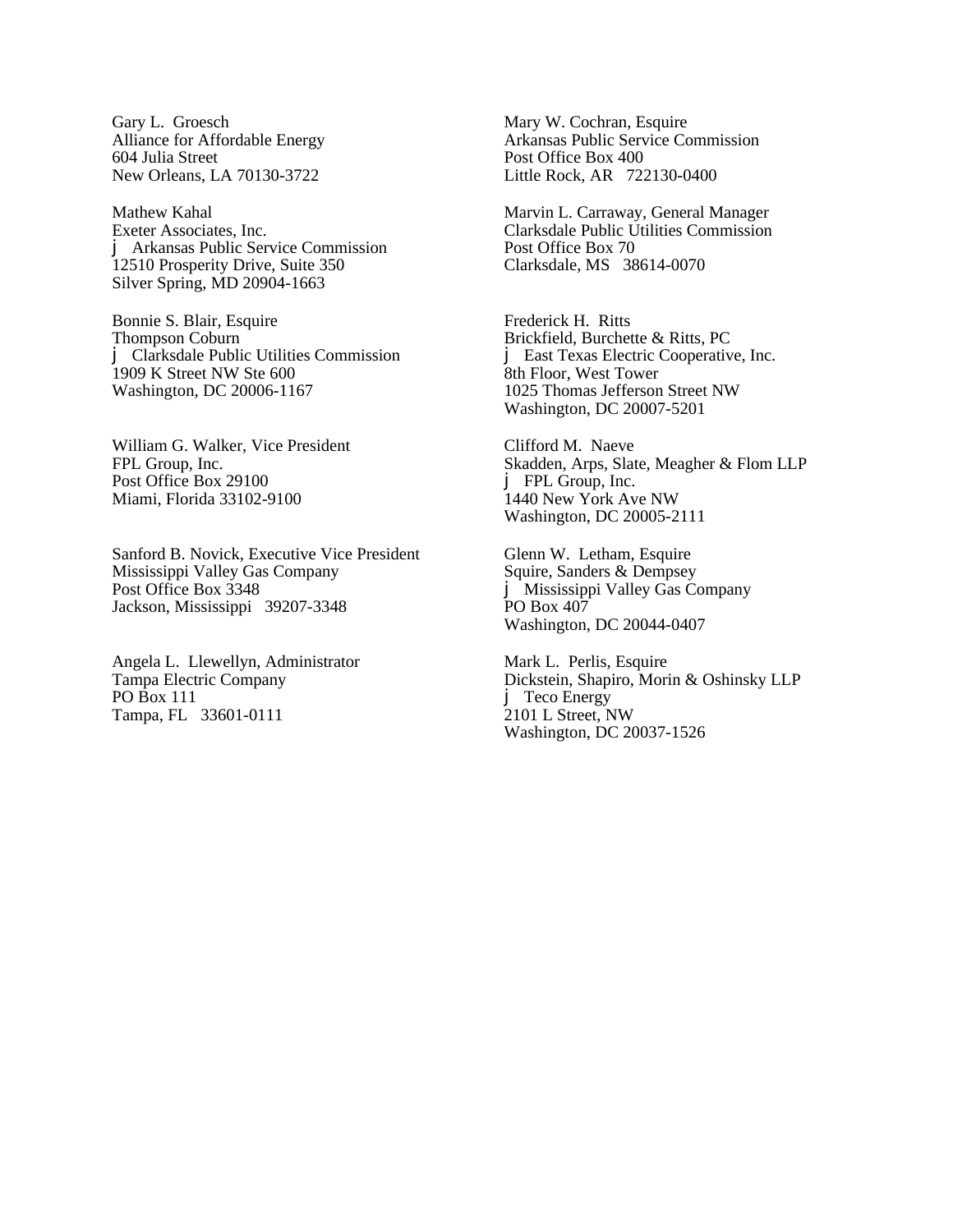Gary L. Groesch
Alliance for Affordable Energy
604 Julia Street
New Orleans, LA 70130-3722

Mary W. Cochran, Esquire
Arkansas Public Service Commission
Post Office Box 400
Little Rock, AR 722130-0400

Mathew Kahal
Exeter Associates, Inc.
j Arkansas Public Service Commission
12510 Prosperity Drive, Suite 350
Silver Spring, MD 20904-1663

Marvin L. Carraway, General Manager
Clarksdale Public Utilities Commission
Post Office Box 70
Clarksdale, MS 38614-0070

Bonnie S. Blair, Esquire
Thompson Coburn
j Clarksdale Public Utilities Commission
1909 K Street NW Ste 600
Washington, DC 20006-1167

Frederick H. Ritts
Brickfield, Burchette & Ritts, PC
j East Texas Electric Cooperative, Inc.
8th Floor, West Tower
1025 Thomas Jefferson Street NW
Washington, DC 20007-5201

William G. Walker, Vice President
FPL Group, Inc.
Post Office Box 29100
Miami, Florida 33102-9100

Clifford M. Naeve
Skadden, Arps, Slate, Meagher & Flom LLP
j FPL Group, Inc.
1440 New York Ave NW
Washington, DC 20005-2111

Sanford B. Novick, Executive Vice President
Mississippi Valley Gas Company
Post Office Box 3348
Jackson, Mississippi 39207-3348

Glenn W. Letham, Esquire
Squire, Sanders & Dempsey
j Mississippi Valley Gas Company
PO Box 407
Washington, DC 20044-0407

Angela L. Llewellyn, Administrator
Tampa Electric Company
PO Box 111
Tampa, FL 33601-0111

Mark L. Perlis, Esquire
Dickstein, Shapiro, Morin & Oshinsky LLP
j Teco Energy
2101 L Street, NW
Washington, DC 20037-1526